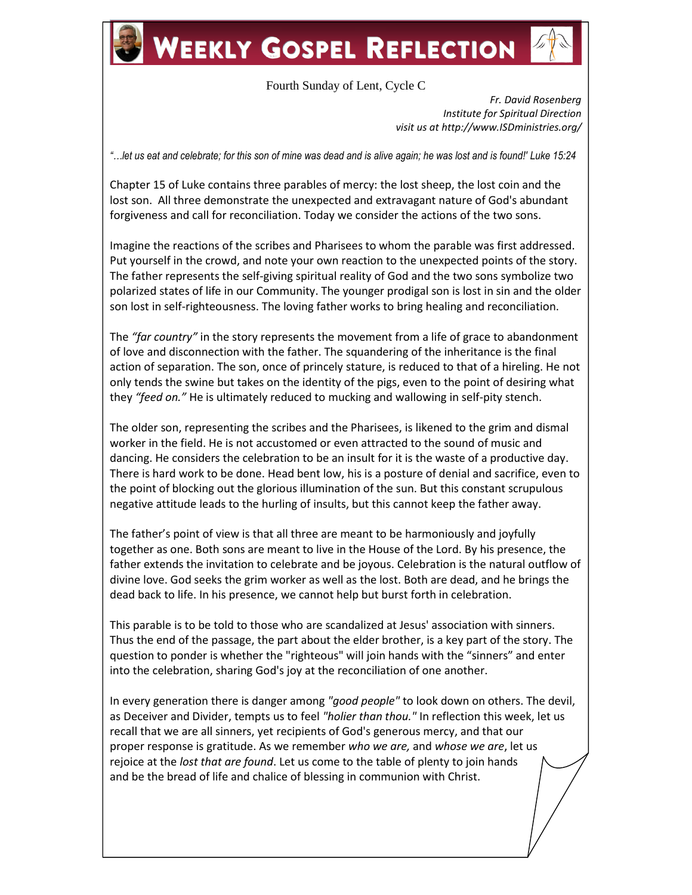# Weekly Gospel Reflection

Fourth Sunday of Lent, Cycle C

*Fr. David Rosenberg*
*Institute for Spiritual Direction*
*visit us at http://www.ISDministries.org/*

*"…let us eat and celebrate; for this son of mine was dead and is alive again; he was lost and is found!' Luke 15:24*

Chapter 15 of Luke contains three parables of mercy: the lost sheep, the lost coin and the lost son. All three demonstrate the unexpected and extravagant nature of God's abundant forgiveness and call for reconciliation. Today we consider the actions of the two sons.

Imagine the reactions of the scribes and Pharisees to whom the parable was first addressed. Put yourself in the crowd, and note your own reaction to the unexpected points of the story. The father represents the self-giving spiritual reality of God and the two sons symbolize two polarized states of life in our Community. The younger prodigal son is lost in sin and the older son lost in self-righteousness. The loving father works to bring healing and reconciliation.

The *"far country"* in the story represents the movement from a life of grace to abandonment of love and disconnection with the father. The squandering of the inheritance is the final action of separation. The son, once of princely stature, is reduced to that of a hireling. He not only tends the swine but takes on the identity of the pigs, even to the point of desiring what they *"feed on."* He is ultimately reduced to mucking and wallowing in self-pity stench.

The older son, representing the scribes and the Pharisees, is likened to the grim and dismal worker in the field. He is not accustomed or even attracted to the sound of music and dancing. He considers the celebration to be an insult for it is the waste of a productive day. There is hard work to be done. Head bent low, his is a posture of denial and sacrifice, even to the point of blocking out the glorious illumination of the sun. But this constant scrupulous negative attitude leads to the hurling of insults, but this cannot keep the father away.

The father's point of view is that all three are meant to be harmoniously and joyfully together as one. Both sons are meant to live in the House of the Lord. By his presence, the father extends the invitation to celebrate and be joyous. Celebration is the natural outflow of divine love. God seeks the grim worker as well as the lost. Both are dead, and he brings the dead back to life. In his presence, we cannot help but burst forth in celebration.

This parable is to be told to those who are scandalized at Jesus' association with sinners. Thus the end of the passage, the part about the elder brother, is a key part of the story. The question to ponder is whether the "righteous" will join hands with the "sinners" and enter into the celebration, sharing God's joy at the reconciliation of one another.

In every generation there is danger among *"good people"* to look down on others. The devil, as Deceiver and Divider, tempts us to feel *"holier than thou."* In reflection this week, let us recall that we are all sinners, yet recipients of God's generous mercy, and that our proper response is gratitude. As we remember *who we are,* and *whose we are*, let us rejoice at the *lost that are found*. Let us come to the table of plenty to join hands and be the bread of life and chalice of blessing in communion with Christ.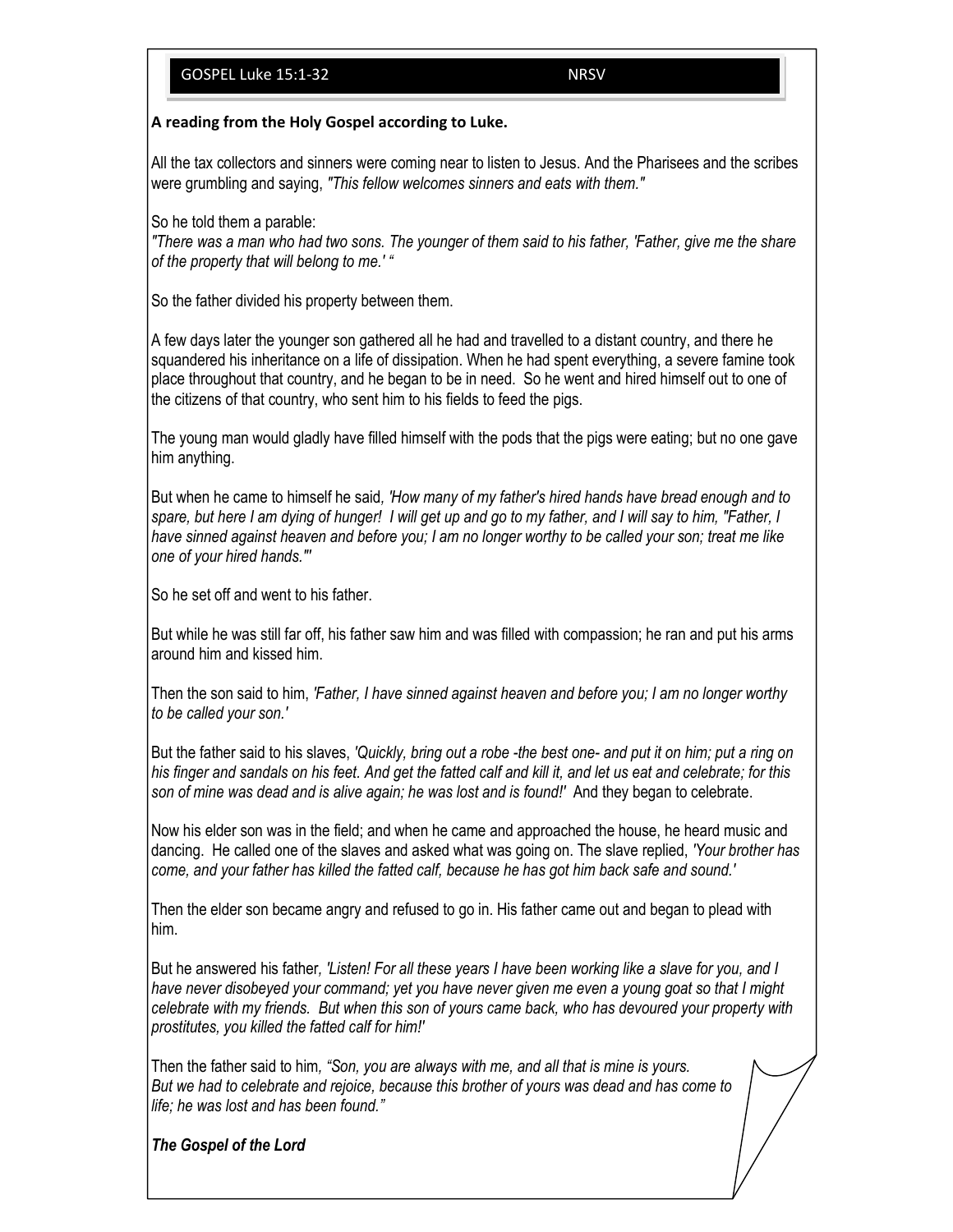GOSPEL Luke 15:1-32 NRSV

**A reading from the Holy Gospel according to Luke.**

All the tax collectors and sinners were coming near to listen to Jesus. And the Pharisees and the scribes were grumbling and saying, *"This fellow welcomes sinners and eats with them."*

So he told them a parable:
*"There was a man who had two sons. The younger of them said to his father, 'Father, give me the share of the property that will belong to me.' "*

So the father divided his property between them.

A few days later the younger son gathered all he had and travelled to a distant country, and there he squandered his inheritance on a life of dissipation. When he had spent everything, a severe famine took place throughout that country, and he began to be in need. So he went and hired himself out to one of the citizens of that country, who sent him to his fields to feed the pigs.

The young man would gladly have filled himself with the pods that the pigs were eating; but no one gave him anything.

But when he came to himself he said, *'How many of my father's hired hands have bread enough and to spare, but here I am dying of hunger! I will get up and go to my father, and I will say to him, "Father, I have sinned against heaven and before you; I am no longer worthy to be called your son; treat me like one of your hired hands."'*

So he set off and went to his father.

But while he was still far off, his father saw him and was filled with compassion; he ran and put his arms around him and kissed him.

Then the son said to him, *'Father, I have sinned against heaven and before you; I am no longer worthy to be called your son.'*

But the father said to his slaves, *'Quickly, bring out a robe -the best one- and put it on him; put a ring on his finger and sandals on his feet. And get the fatted calf and kill it, and let us eat and celebrate; for this son of mine was dead and is alive again; he was lost and is found!'* And they began to celebrate.

Now his elder son was in the field; and when he came and approached the house, he heard music and dancing. He called one of the slaves and asked what was going on. The slave replied, *'Your brother has come, and your father has killed the fatted calf, because he has got him back safe and sound.'*

Then the elder son became angry and refused to go in. His father came out and began to plead with him.

But he answered his father, *'Listen! For all these years I have been working like a slave for you, and I have never disobeyed your command; yet you have never given me even a young goat so that I might celebrate with my friends. But when this son of yours came back, who has devoured your property with prostitutes, you killed the fatted calf for him!'*

Then the father said to him, *"Son, you are always with me, and all that is mine is yours. But we had to celebrate and rejoice, because this brother of yours was dead and has come to life; he was lost and has been found."*

***The Gospel of the Lord***